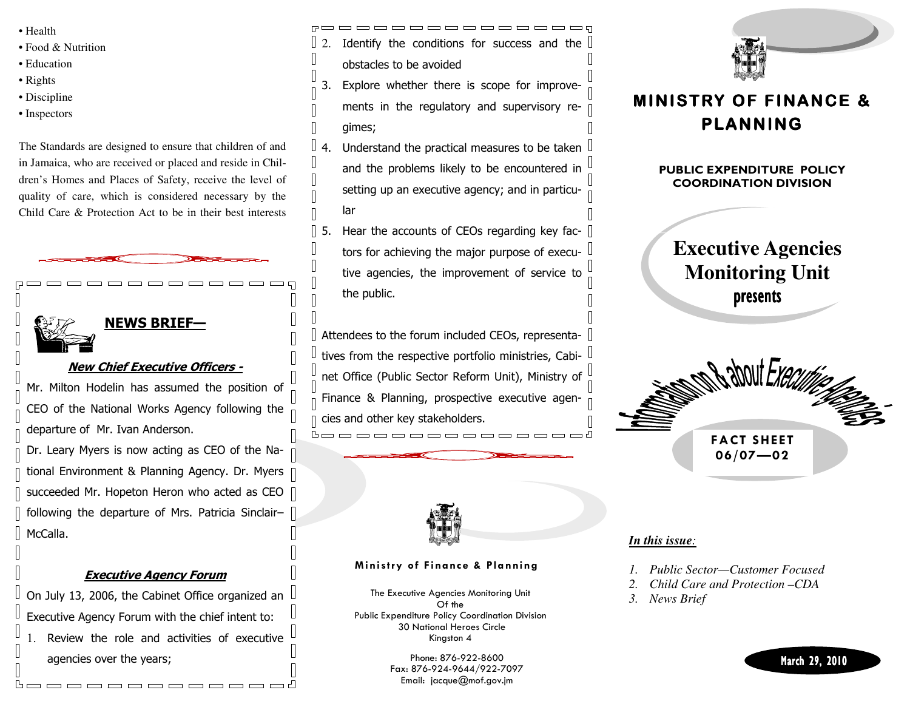- Health
- Food & Nutrition
- Education
- Rights
- Discipline
- Inspectors

The Standards are designed to ensure that children of and in Jamaica, who are received or placed and reside in Children's Homes and Places of Safety, receive the level of quality of care, which is considered necessary by the Child Care & Protection Act to be in their best interests

## NEWS BRIEF—

### *New Chief Executive Officers -*

Mr. Milton Hodelin has assumed the position of CEO of the National Works Agency following the departure of Mr. Ivan Anderson.

Dr. Leary Myers is now acting as CEO of the National Environment & Planning Agency. Dr. Myers succeeded Mr. Hopeton Heron who acted as CEO following the departure of Mrs. Patricia Sinclair–McCalla.

### *Executive Agency Forum*

On July 13, 2006, the Cabinet Office organized an Executive Agency Forum with the chief intent to:

1. Review the role and activities of executive agencies over the years;
2. Identify the conditions for success and the obstacles to be avoided
3. Explore whether there is scope for improvements in the regulatory and supervisory regimes;
4. Understand the practical measures to be taken and the problems likely to be encountered in setting up an executive agency; and in particular
5. Hear the accounts of CEOs regarding key factors for achieving the major purpose of executive agencies, the improvement of service to the public.

Attendees to the forum included CEOs, representatives from the respective portfolio ministries, Cabinet Office (Public Sector Reform Unit), Ministry of Finance & Planning, prospective executive agencies and other key stakeholders.

**Ministry of Finance & Planning**

The Executive Agencies Monitoring Unit
Of the
Public Expenditure Policy Coordination Division
30 National Heroes Circle
Kingston 4

Phone: 876-922-8600
Fax: 876-924-9644/922-7097
Email: jacque@mof.gov.jm

# MINISTRY OF FINANCE & PLANNING

### PUBLIC EXPENDITURE POLICY COORDINATION DIVISION

# Executive Agencies Monitoring Unit

**presents**

## Information on & about Executive Agencies

**FACT SHEET 06/07—02**

*In this issue:*

1. *Public Sector—Customer Focused*
2. *Child Care and Protection –CDA*
3. *News Brief*

**March 29, 2010**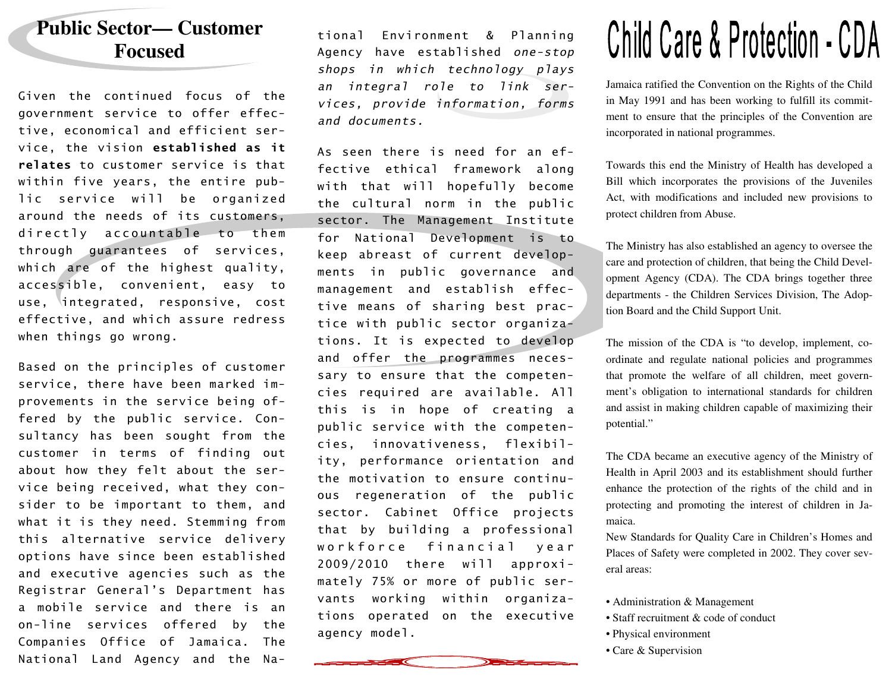## Public Sector— Customer Focused

Given the continued focus of the government service to offer effective, economical and efficient service, the vision **established as it relates** to customer service is that within five years, the entire public service will be organized around the needs of its customers, directly accountable to them through guarantees of services, which are of the highest quality, accessible, convenient, easy to use, integrated, responsive, cost effective, and which assure redress when things go wrong.

Based on the principles of customer service, there have been marked improvements in the service being offered by the public service. Consultancy has been sought from the customer in terms of finding out about how they felt about the service being received, what they consider to be important to them, and what it is they need. Stemming from this alternative service delivery options have since been established and executive agencies such as the Registrar General's Department has a mobile service and there is an on-line services offered by the Companies Office of Jamaica. The National Land Agency and the National Environment & Planning Agency have established *one-stop shops in which technology plays an integral role to link services, provide information, forms and documents.*

As seen there is need for an effective ethical framework along with that will hopefully become the cultural norm in the public sector. The Management Institute for National Development is to keep abreast of current developments in public governance and management and establish effective means of sharing best practice with public sector organizations. It is expected to develop and offer the programmes necessary to ensure that the competencies required are available. All this is in hope of creating a public service with the competencies, innovativeness, flexibility, performance orientation and the motivation to ensure continuous regeneration of the public sector. Cabinet Office projects that by building a professional workforce financial year 2009/2010 there will approximately 75% or more of public servants working within organizations operated on the executive agency model.

## Child Care & Protection - CDA

Jamaica ratified the Convention on the Rights of the Child in May 1991 and has been working to fulfill its commitment to ensure that the principles of the Convention are incorporated in national programmes.

Towards this end the Ministry of Health has developed a Bill which incorporates the provisions of the Juveniles Act, with modifications and included new provisions to protect children from Abuse.

The Ministry has also established an agency to oversee the care and protection of children, that being the Child Development Agency (CDA). The CDA brings together three departments - the Children Services Division, The Adoption Board and the Child Support Unit.

The mission of the CDA is "to develop, implement, coordinate and regulate national policies and programmes that promote the welfare of all children, meet government's obligation to international standards for children and assist in making children capable of maximizing their potential."

The CDA became an executive agency of the Ministry of Health in April 2003 and its establishment should further enhance the protection of the rights of the child and in protecting and promoting the interest of children in Jamaica.

New Standards for Quality Care in Children's Homes and Places of Safety were completed in 2002. They cover several areas:

- Administration & Management
- Staff recruitment & code of conduct
- Physical environment
- Care & Supervision